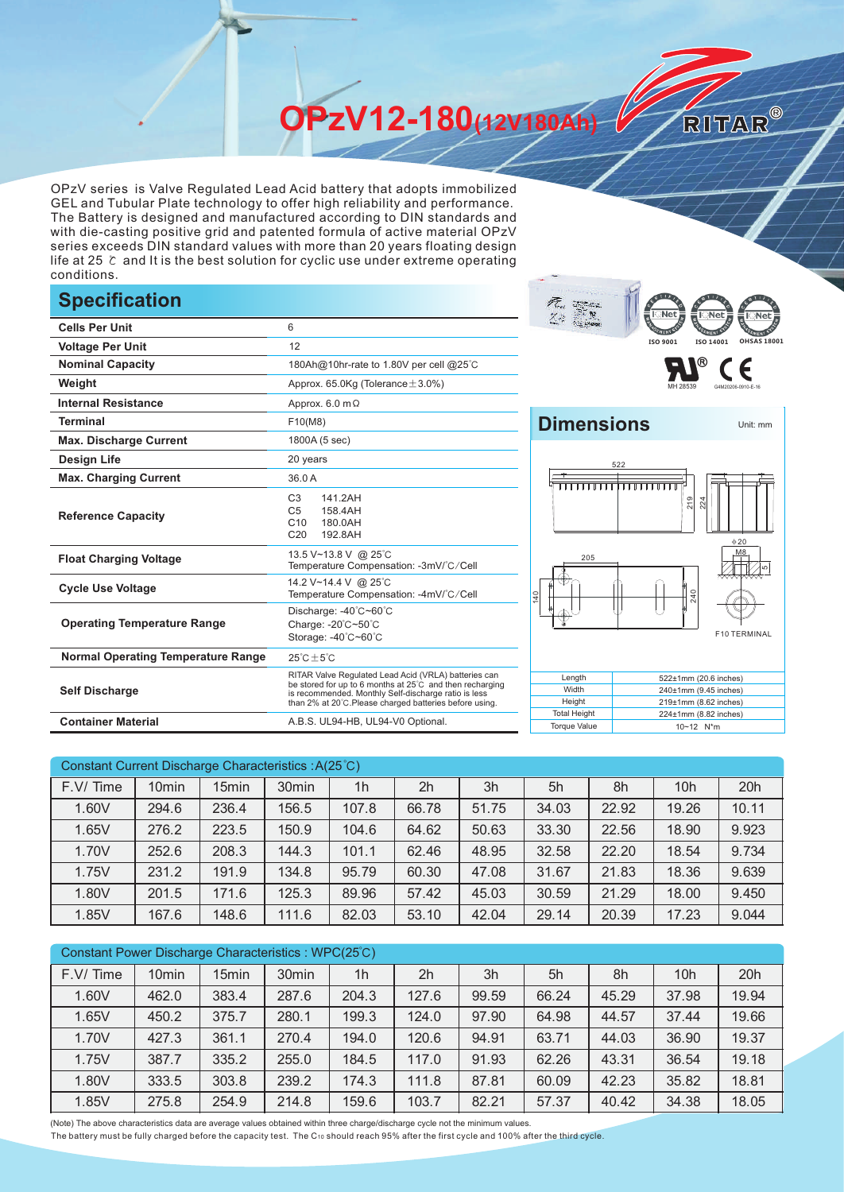# OPzV12-180(12V180Ah)

RITAR®

OPzV series is Valve Regulated Lead Acid battery that adopts immobilized GEL and Tubular Plate technology to offer high reliability and performance. The Battery is designed and manufactured according to DIN standards and with die-casting positive grid and patented formula of active material OPzV series exceeds DIN standard values with more than 20 years floating design life at 25 ℃ and It is the best solution for cyclic use under extreme operating conditions.

## Specification

| | |
|---|---|
| Cells Per Unit | 6 |
| Voltage Per Unit | 12 |
| Nominal Capacity | 180Ah@10hr-rate to 1.80V per cell @25℃ |
| Weight | Approx. 65.0Kg (Tolerance±3.0%) |
| Internal Resistance | Approx. 6.0 mΩ |
| Terminal | F10(M8) |
| Max. Discharge Current | 1800A (5 sec) |
| Design Life | 20 years |
| Max. Charging Current | 36.0 A |
| Reference Capacity | C3 141.2AH<br>C5 158.4AH<br>C10 180.0AH<br>C20 192.8AH |
| Float Charging Voltage | 13.5 V~13.8 V @ 25℃<br>Temperature Compensation: -3mV/℃/Cell |
| Cycle Use Voltage | 14.2 V~14.4 V @ 25℃<br>Temperature Compensation: -4mV/℃/Cell |
| Operating Temperature Range | Discharge: -40℃~60℃<br>Charge: -20℃~50℃<br>Storage: -40℃~60℃ |
| Normal Operating Temperature Range | 25℃±5℃ |
| Self Discharge | RITAR Valve Regulated Lead Acid (VRLA) batteries can be stored for up to 6 months at 25℃ and then recharging is recommended. Monthly Self-discharge ratio is less than 2% at 20℃.Please charged batteries before using. |
| Container Material | A.B.S. UL94-HB, UL94-V0 Optional. |

ISO 9001 ISO 14001 OHSAS 18001

MH 28539 G4M20206-0910-E-16

## Dimensions

Unit: mm

F10 TERMINAL

| | |
|---|---|
| Length | 522±1mm (20.6 inches) |
| Width | 240±1mm (9.45 inches) |
| Height | 219±1mm (8.62 inches) |
| Total Height | 224±1mm (8.82 inches) |
| Torque Value | 10~12 N*m |

Constant Current Discharge Characteristics :A(25℃)

| F.V/ Time | 10min | 15min | 30min | 1h | 2h | 3h | 5h | 8h | 10h | 20h |
|---|---|---|---|---|---|---|---|---|---|---|
| 1.60V | 294.6 | 236.4 | 156.5 | 107.8 | 66.78 | 51.75 | 34.03 | 22.92 | 19.26 | 10.11 |
| 1.65V | 276.2 | 223.5 | 150.9 | 104.6 | 64.62 | 50.63 | 33.30 | 22.56 | 18.90 | 9.923 |
| 1.70V | 252.6 | 208.3 | 144.3 | 101.1 | 62.46 | 48.95 | 32.58 | 22.20 | 18.54 | 9.734 |
| 1.75V | 231.2 | 191.9 | 134.8 | 95.79 | 60.30 | 47.08 | 31.67 | 21.83 | 18.36 | 9.639 |
| 1.80V | 201.5 | 171.6 | 125.3 | 89.96 | 57.42 | 45.03 | 30.59 | 21.29 | 18.00 | 9.450 |
| 1.85V | 167.6 | 148.6 | 111.6 | 82.03 | 53.10 | 42.04 | 29.14 | 20.39 | 17.23 | 9.044 |

Constant Power Discharge Characteristics : WPC(25℃)

| F.V/ Time | 10min | 15min | 30min | 1h | 2h | 3h | 5h | 8h | 10h | 20h |
|---|---|---|---|---|---|---|---|---|---|---|
| 1.60V | 462.0 | 383.4 | 287.6 | 204.3 | 127.6 | 99.59 | 66.24 | 45.29 | 37.98 | 19.94 |
| 1.65V | 450.2 | 375.7 | 280.1 | 199.3 | 124.0 | 97.90 | 64.98 | 44.57 | 37.44 | 19.66 |
| 1.70V | 427.3 | 361.1 | 270.4 | 194.0 | 120.6 | 94.91 | 63.71 | 44.03 | 36.90 | 19.37 |
| 1.75V | 387.7 | 335.2 | 255.0 | 184.5 | 117.0 | 91.93 | 62.26 | 43.31 | 36.54 | 19.18 |
| 1.80V | 333.5 | 303.8 | 239.2 | 174.3 | 111.8 | 87.81 | 60.09 | 42.23 | 35.82 | 18.81 |
| 1.85V | 275.8 | 254.9 | 214.8 | 159.6 | 103.7 | 82.21 | 57.37 | 40.42 | 34.38 | 18.05 |

(Note) The above characteristics data are average values obtained within three charge/discharge cycle not the minimum values.
The battery must be fully charged before the capacity test. The $C_{10}$ should reach 95% after the first cycle and 100% after the third cycle.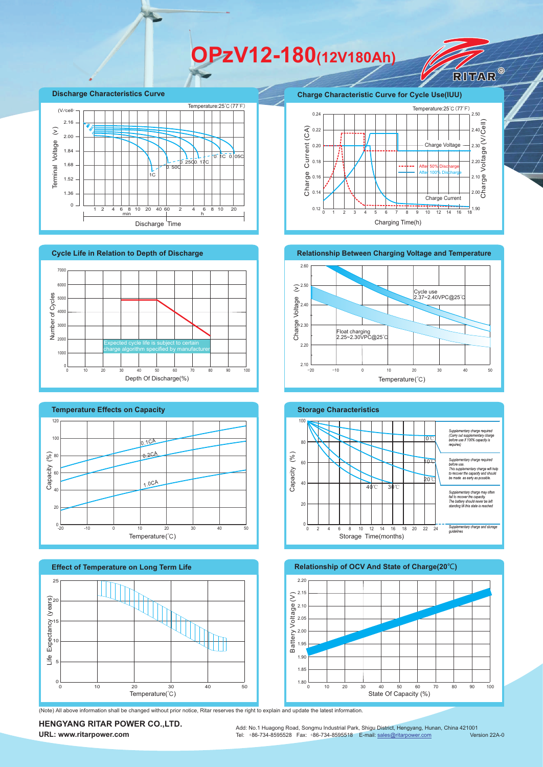# OPzV12-180(12V180Ah)

RITAR®

## Discharge Characteristics Curve

Temperature:25°C (77°F)

(V/cell)

2.16
2.00
1.84
1.68
1.52
1.36
0

Terminal Voltage (v)

1C
0.50C
0.25C
0.17C
0.1C
0.05C

1 2 4 6 8 10 20 40 60 2 4 6 8 10 20
min h

Discharge Time

## Charge Characteristic Curve for Cycle Use(IUU)

Temperature:25°C (77°F)

Charge Current (CA)

0.24
0.22
0.20
0.18
0.16
0.14
0.12

Charge Voltage (V/Cell)

2.50
2.40
2.30
2.20
2.10
2.00
1.90

Charge Voltage

After 50% Discharge
After 100% Discharge

Charge Current

0 1 2 3 4 5 6 7 8 9 10 12 14 16 18

Charging Time(h)

## Cycle Life in Relation to Depth of Discharge

Number of Cycles

7000
6000
5000
4000
3000
2000
1000
0

Expected cycle life is subject to certain charge algorithm specified by manufacturer

0 10 20 30 40 50 60 70 80 90 100

Depth Of Discharge(%)

## Relationship Between Charging Voltage and Temperature

Charge Voltage (v)

2.60
2.50
2.40
2.30
2.20
2.10

Cycle use
2.37~2.40VPC@25°C

Float charging
2.25~2.30VPC@25°C

−20 −10 0 10 20 30 40 50

Temperature(°C)

## Temperature Effects on Capacity

Capacity (%)

120
100
80
60
40
20
0

0.1CA
0.2CA
1.0CA

-20 -10 0 10 20 30 40 50

Temperature(°C)

## Storage Characteristics

Capacity (%)

100
80
60
40
20
0

0°C
10°C
20°C
40°C
30°C

0 2 4 6 8 10 12 14 16 18 20 22 24

Storage Time(months)

Supplementary charge required (Carry out supplementary charge before use if 100% capacity is requires)

Supplementary charge required before use. This supplementary charge will help to recover the capacity and should be made as early as possible.

Supplementary charge may often fail to recover the capacity. The battery should never be left standing till this state is reached

Supplementary charge and storage guidelines

## Effect of Temperature on Long Term Life

Life Expectancy (years)

25
20
15
10
5
0

0 10 20 30 40 50

Temperature(°C)

## Relationship of OCV And State of Charge(20℃)

Battery Voltage (V)

2.20
2.15
2.10
2.05
2.00
1.95
1.90
1.85
1.80

0 10 20 30 40 50 60 70 80 90 100

State Of Capacity (%)

(Note) All above information shall be changed without prior notice, Ritar reserves the right to explain and update the latest information.

**HENGYANG RITAR POWER CO.,LTD.**

**URL: www.ritarpower.com**

Add: No.1 Huagong Road, Songmu Industrial Park, Shigu District, Hengyang, Hunan, China 421001

Tel: +86-734-8595528 Fax: +86-734-8595518 E-mail: sales@ritarpower.com

Version 22A-0